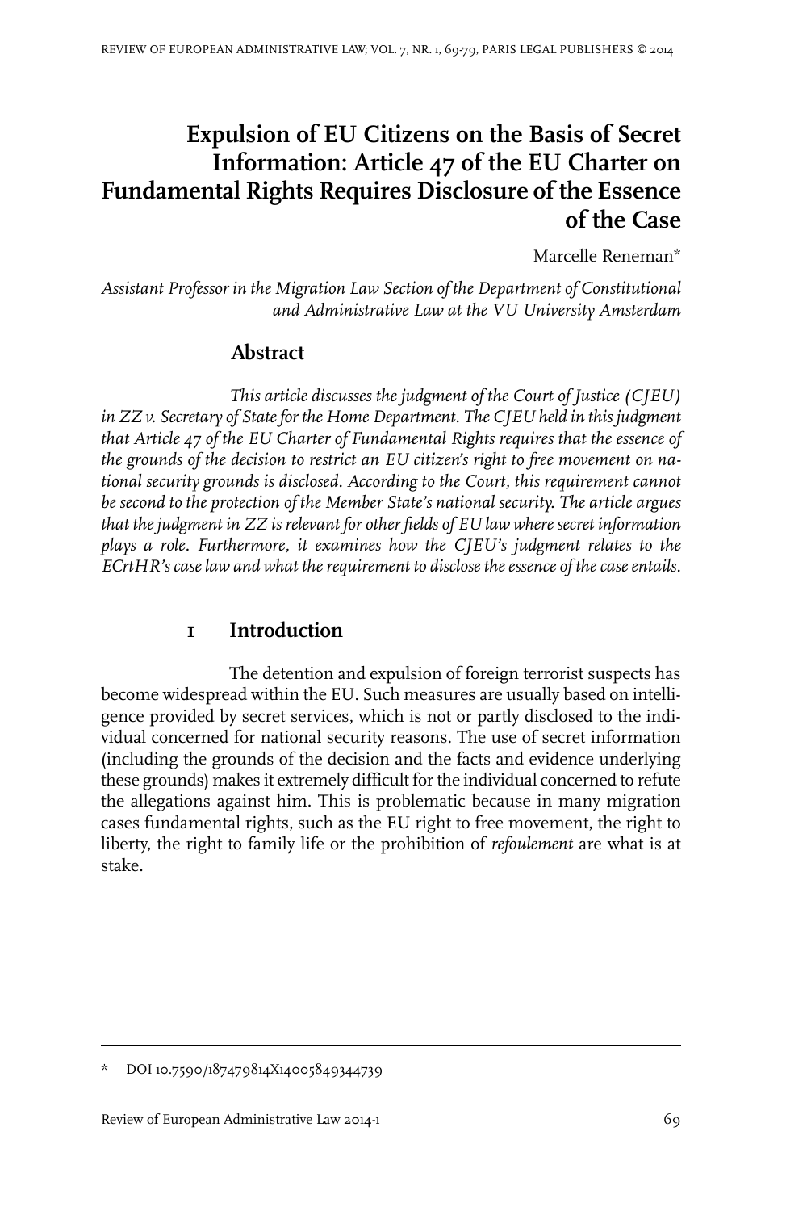# Expulsion of EU Citizens on the Basis of Secret Information: Article 47 of the EU Charter on Fundamental Rights Requires Disclosure of the Essence of the Case

Marcelle Reneman*

*Assistant Professor in the Migration Law Section of the Department of Constitutional and Administrative Law at the VU University Amsterdam*

## Abstract

*This article discusses the judgment of the Court of Justice (CJEU) in ZZ v. Secretary of State for the Home Department. The CJEU held in this judgment that Article 47 of the EU Charter of Fundamental Rights requires that the essence of the grounds of the decision to restrict an EU citizen's right to free movement on national security grounds is disclosed. According to the Court, this requirement cannot be second to the protection of the Member State's national security. The article argues that the judgment in ZZ is relevant for other fields of EU law where secret information plays a role. Furthermore, it examines how the CJEU's judgment relates to the ECrtHR's case law and what the requirement to disclose the essence of the case entails.*

## 1 Introduction

The detention and expulsion of foreign terrorist suspects has become widespread within the EU. Such measures are usually based on intelligence provided by secret services, which is not or partly disclosed to the individual concerned for national security reasons. The use of secret information (including the grounds of the decision and the facts and evidence underlying these grounds) makes it extremely difficult for the individual concerned to refute the allegations against him. This is problematic because in many migration cases fundamental rights, such as the EU right to free movement, the right to liberty, the right to family life or the prohibition of *refoulement* are what is at stake.

---

\* DOI 10.7590/187479814X14005849344739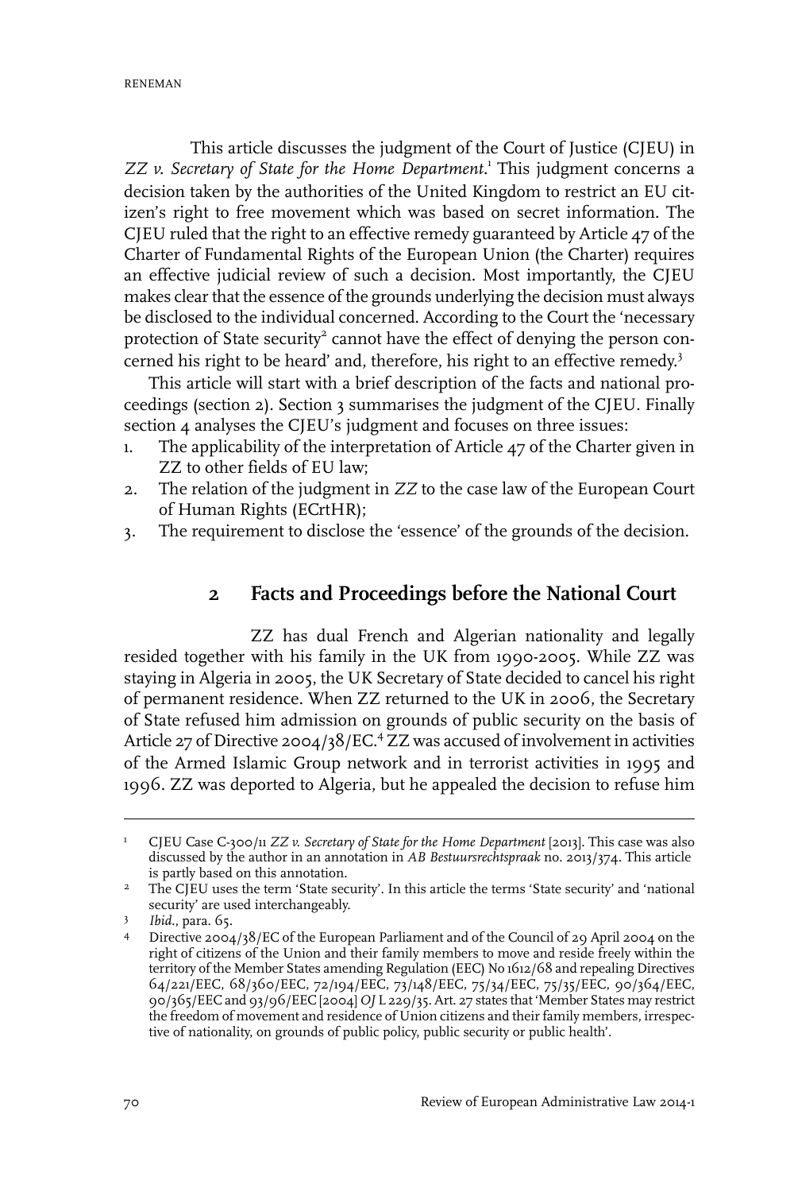This article discusses the judgment of the Court of Justice (CJEU) in *ZZ v. Secretary of State for the Home Department*.[1] This judgment concerns a decision taken by the authorities of the United Kingdom to restrict an EU citizen's right to free movement which was based on secret information. The CJEU ruled that the right to an effective remedy guaranteed by Article 47 of the Charter of Fundamental Rights of the European Union (the Charter) requires an effective judicial review of such a decision. Most importantly, the CJEU makes clear that the essence of the grounds underlying the decision must always be disclosed to the individual concerned. According to the Court the 'necessary protection of State security[2] cannot have the effect of denying the person concerned his right to be heard' and, therefore, his right to an effective remedy.[3]

This article will start with a brief description of the facts and national proceedings (section 2). Section 3 summarises the judgment of the CJEU. Finally section 4 analyses the CJEU's judgment and focuses on three issues:

1. The applicability of the interpretation of Article 47 of the Charter given in ZZ to other fields of EU law;
2. The relation of the judgment in *ZZ* to the case law of the European Court of Human Rights (ECrtHR);
3. The requirement to disclose the 'essence' of the grounds of the decision.

## 2 Facts and Proceedings before the National Court

ZZ has dual French and Algerian nationality and legally resided together with his family in the UK from 1990-2005. While ZZ was staying in Algeria in 2005, the UK Secretary of State decided to cancel his right of permanent residence. When ZZ returned to the UK in 2006, the Secretary of State refused him admission on grounds of public security on the basis of Article 27 of Directive 2004/38/EC.[4] ZZ was accused of involvement in activities of the Armed Islamic Group network and in terrorist activities in 1995 and 1996. ZZ was deported to Algeria, but he appealed the decision to refuse him

---

[1] CJEU Case C-300/11 *ZZ v. Secretary of State for the Home Department* [2013]. This case was also discussed by the author in an annotation in *AB Bestuursrechtspraak* no. 2013/374. This article is partly based on this annotation.

[2] The CJEU uses the term 'State security'. In this article the terms 'State security' and 'national security' are used interchangeably.

[3] *Ibid.*, para. 65.

[4] Directive 2004/38/EC of the European Parliament and of the Council of 29 April 2004 on the right of citizens of the Union and their family members to move and reside freely within the territory of the Member States amending Regulation (EEC) No 1612/68 and repealing Directives 64/221/EEC, 68/360/EEC, 72/194/EEC, 73/148/EEC, 75/34/EEC, 75/35/EEC, 90/364/EEC, 90/365/EEC and 93/96/EEC [2004] *OJ* L 229/35. Art. 27 states that 'Member States may restrict the freedom of movement and residence of Union citizens and their family members, irrespective of nationality, on grounds of public policy, public security or public health'.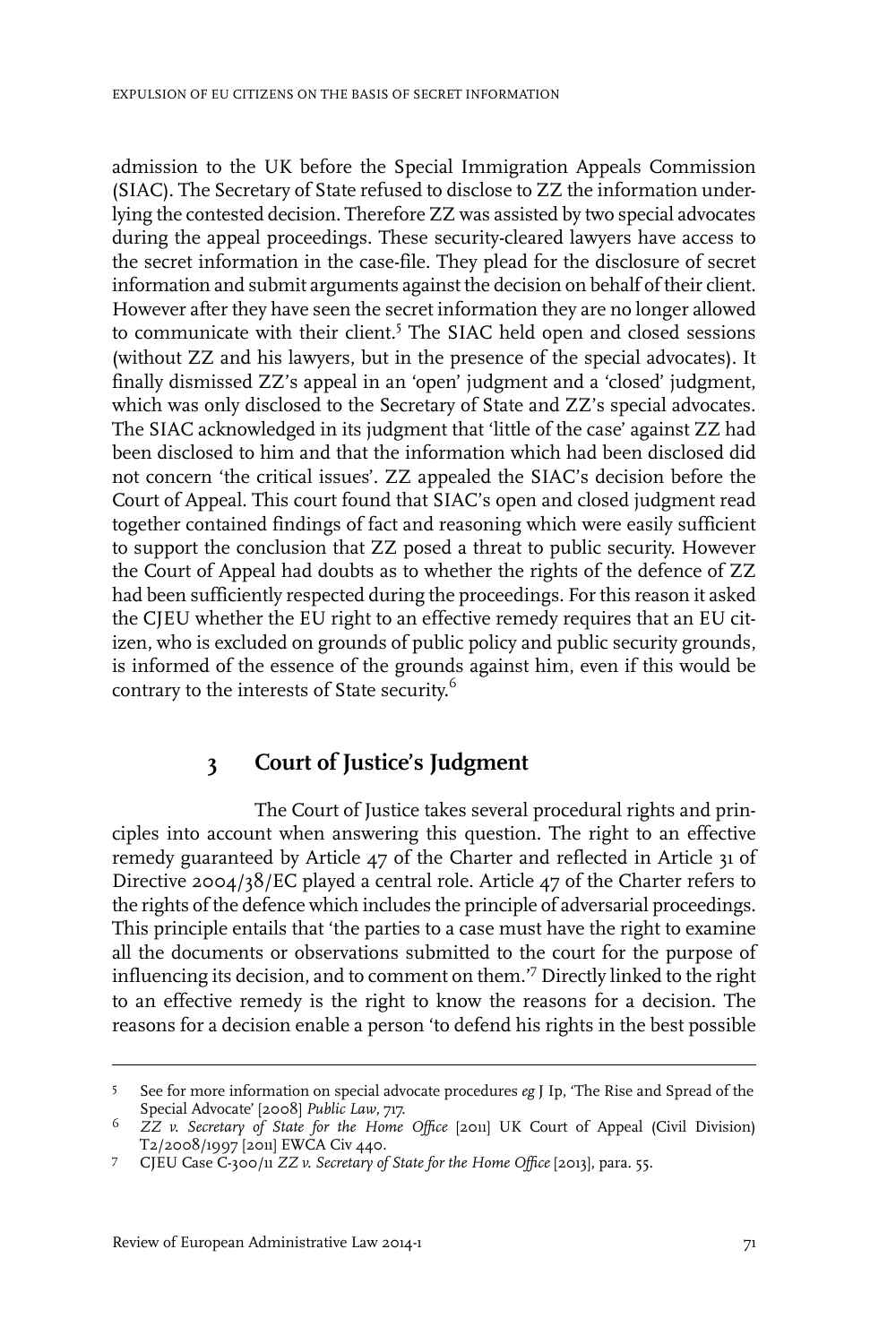admission to the UK before the Special Immigration Appeals Commission (SIAC). The Secretary of State refused to disclose to ZZ the information underlying the contested decision. Therefore ZZ was assisted by two special advocates during the appeal proceedings. These security-cleared lawyers have access to the secret information in the case-file. They plead for the disclosure of secret information and submit arguments against the decision on behalf of their client. However after they have seen the secret information they are no longer allowed to communicate with their client.[5] The SIAC held open and closed sessions (without ZZ and his lawyers, but in the presence of the special advocates). It finally dismissed ZZ's appeal in an 'open' judgment and a 'closed' judgment, which was only disclosed to the Secretary of State and ZZ's special advocates. The SIAC acknowledged in its judgment that 'little of the case' against ZZ had been disclosed to him and that the information which had been disclosed did not concern 'the critical issues'. ZZ appealed the SIAC's decision before the Court of Appeal. This court found that SIAC's open and closed judgment read together contained findings of fact and reasoning which were easily sufficient to support the conclusion that ZZ posed a threat to public security. However the Court of Appeal had doubts as to whether the rights of the defence of ZZ had been sufficiently respected during the proceedings. For this reason it asked the CJEU whether the EU right to an effective remedy requires that an EU citizen, who is excluded on grounds of public policy and public security grounds, is informed of the essence of the grounds against him, even if this would be contrary to the interests of State security.[6]

## 3 Court of Justice's Judgment

The Court of Justice takes several procedural rights and principles into account when answering this question. The right to an effective remedy guaranteed by Article 47 of the Charter and reflected in Article 31 of Directive 2004/38/EC played a central role. Article 47 of the Charter refers to the rights of the defence which includes the principle of adversarial proceedings. This principle entails that 'the parties to a case must have the right to examine all the documents or observations submitted to the court for the purpose of influencing its decision, and to comment on them.'[7] Directly linked to the right to an effective remedy is the right to know the reasons for a decision. The reasons for a decision enable a person 'to defend his rights in the best possible

---

[5] See for more information on special advocate procedures *eg* J Ip, 'The Rise and Spread of the Special Advocate' [2008] *Public Law*, 717.

[6] *ZZ v. Secretary of State for the Home Office* [2011] UK Court of Appeal (Civil Division) T2/2008/1997 [2011] EWCA Civ 440.

[7] CJEU Case C-300/11 *ZZ v. Secretary of State for the Home Office* [2013], para. 55.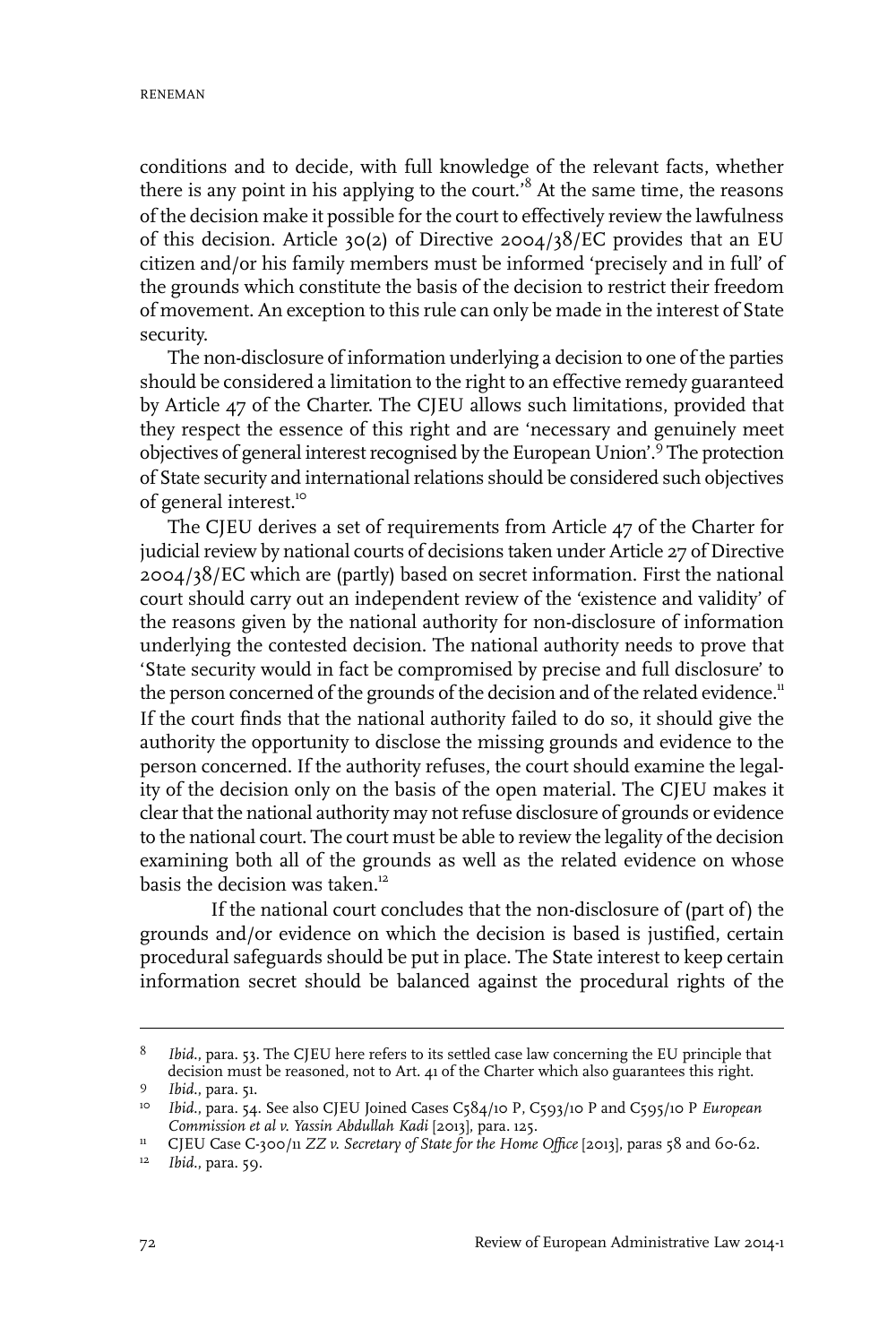conditions and to decide, with full knowledge of the relevant facts, whether there is any point in his applying to the court.'[8] At the same time, the reasons of the decision make it possible for the court to effectively review the lawfulness of this decision. Article 30(2) of Directive 2004/38/EC provides that an EU citizen and/or his family members must be informed 'precisely and in full' of the grounds which constitute the basis of the decision to restrict their freedom of movement. An exception to this rule can only be made in the interest of State security.

The non-disclosure of information underlying a decision to one of the parties should be considered a limitation to the right to an effective remedy guaranteed by Article 47 of the Charter. The CJEU allows such limitations, provided that they respect the essence of this right and are 'necessary and genuinely meet objectives of general interest recognised by the European Union'.[9] The protection of State security and international relations should be considered such objectives of general interest.[10]

The CJEU derives a set of requirements from Article 47 of the Charter for judicial review by national courts of decisions taken under Article 27 of Directive 2004/38/EC which are (partly) based on secret information. First the national court should carry out an independent review of the 'existence and validity' of the reasons given by the national authority for non-disclosure of information underlying the contested decision. The national authority needs to prove that 'State security would in fact be compromised by precise and full disclosure' to the person concerned of the grounds of the decision and of the related evidence.[11] If the court finds that the national authority failed to do so, it should give the authority the opportunity to disclose the missing grounds and evidence to the person concerned. If the authority refuses, the court should examine the legality of the decision only on the basis of the open material. The CJEU makes it clear that the national authority may not refuse disclosure of grounds or evidence to the national court. The court must be able to review the legality of the decision examining both all of the grounds as well as the related evidence on whose basis the decision was taken.[12]

If the national court concludes that the non-disclosure of (part of) the grounds and/or evidence on which the decision is based is justified, certain procedural safeguards should be put in place. The State interest to keep certain information secret should be balanced against the procedural rights of the

---

8 *Ibid.*, para. 53. The CJEU here refers to its settled case law concerning the EU principle that decision must be reasoned, not to Art. 41 of the Charter which also guarantees this right.

9 *Ibid.*, para. 51.

10 *Ibid.*, para. 54. See also CJEU Joined Cases C584/10 P, C593/10 P and C595/10 P *European Commission et al v. Yassin Abdullah Kadi* [2013], para. 125.

11 CJEU Case C-300/11 *ZZ v. Secretary of State for the Home Office* [2013], paras 58 and 60-62.

12 *Ibid.*, para. 59.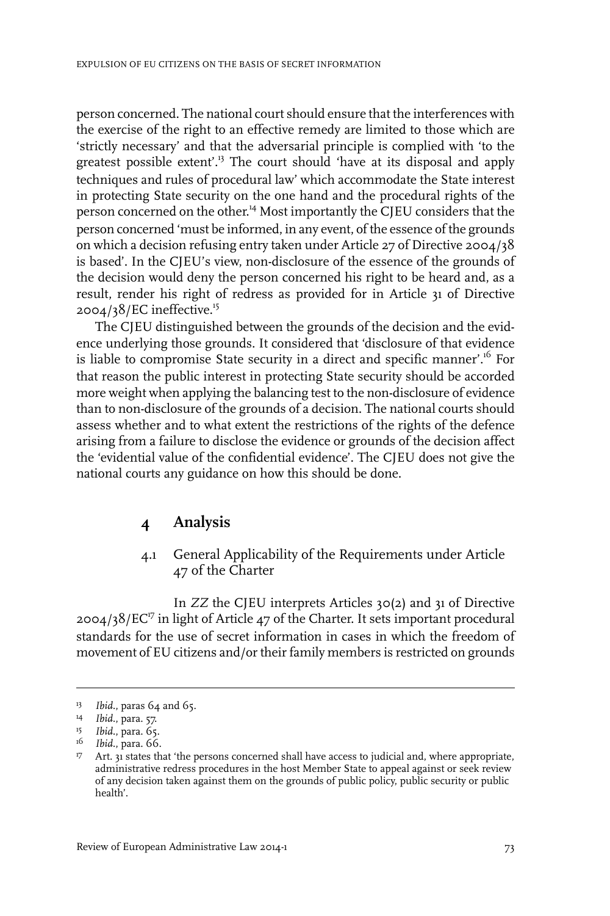person concerned. The national court should ensure that the interferences with the exercise of the right to an effective remedy are limited to those which are 'strictly necessary' and that the adversarial principle is complied with 'to the greatest possible extent'.[13] The court should 'have at its disposal and apply techniques and rules of procedural law' which accommodate the State interest in protecting State security on the one hand and the procedural rights of the person concerned on the other.[14] Most importantly the CJEU considers that the person concerned 'must be informed, in any event, of the essence of the grounds on which a decision refusing entry taken under Article 27 of Directive 2004/38 is based'. In the CJEU's view, non-disclosure of the essence of the grounds of the decision would deny the person concerned his right to be heard and, as a result, render his right of redress as provided for in Article 31 of Directive 2004/38/EC ineffective.[15]

The CJEU distinguished between the grounds of the decision and the evidence underlying those grounds. It considered that 'disclosure of that evidence is liable to compromise State security in a direct and specific manner'.[16] For that reason the public interest in protecting State security should be accorded more weight when applying the balancing test to the non-disclosure of evidence than to non-disclosure of the grounds of a decision. The national courts should assess whether and to what extent the restrictions of the rights of the defence arising from a failure to disclose the evidence or grounds of the decision affect the 'evidential value of the confidential evidence'. The CJEU does not give the national courts any guidance on how this should be done.

## 4 Analysis

### 4.1 General Applicability of the Requirements under Article 47 of the Charter

In *ZZ* the CJEU interprets Articles 30(2) and 31 of Directive 2004/38/EC[17] in light of Article 47 of the Charter. It sets important procedural standards for the use of secret information in cases in which the freedom of movement of EU citizens and/or their family members is restricted on grounds

---

[13] *Ibid.*, paras 64 and 65.

[14] *Ibid.*, para. 57.

[15] *Ibid.*, para. 65.

[16] *Ibid.*, para. 66.

[17] Art. 31 states that 'the persons concerned shall have access to judicial and, where appropriate, administrative redress procedures in the host Member State to appeal against or seek review of any decision taken against them on the grounds of public policy, public security or public health'.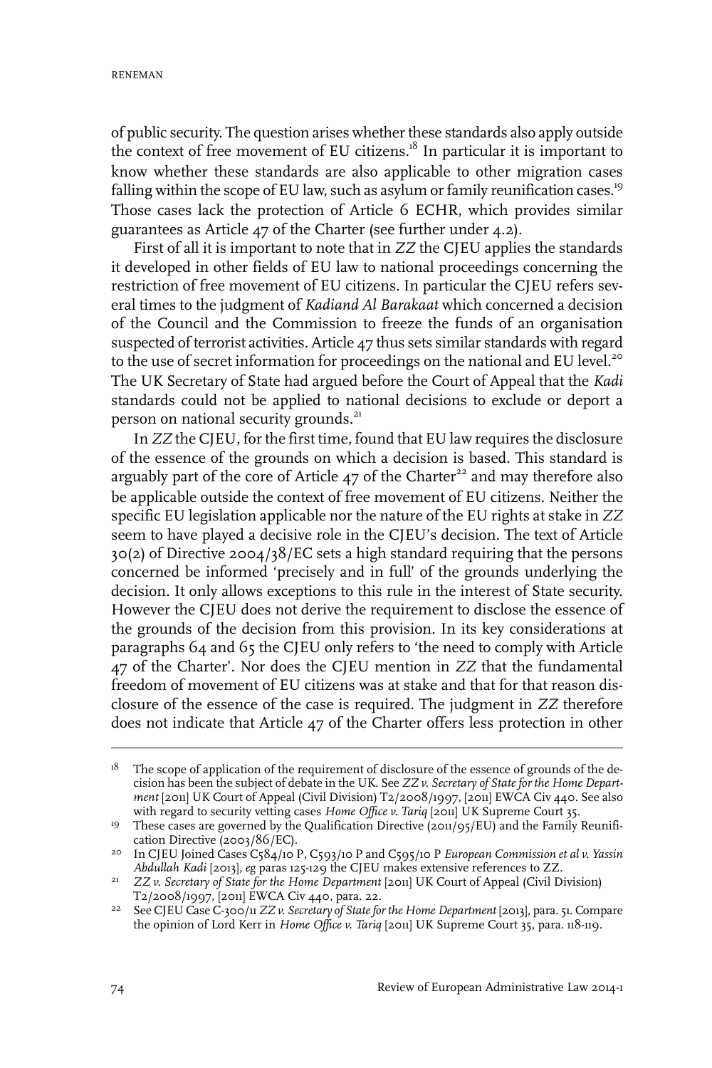of public security. The question arises whether these standards also apply outside the context of free movement of EU citizens.[18] In particular it is important to know whether these standards are also applicable to other migration cases falling within the scope of EU law, such as asylum or family reunification cases.[19] Those cases lack the protection of Article 6 ECHR, which provides similar guarantees as Article 47 of the Charter (see further under 4.2).

First of all it is important to note that in *ZZ* the CJEU applies the standards it developed in other fields of EU law to national proceedings concerning the restriction of free movement of EU citizens. In particular the CJEU refers several times to the judgment of *Kadiand Al Barakaat* which concerned a decision of the Council and the Commission to freeze the funds of an organisation suspected of terrorist activities. Article 47 thus sets similar standards with regard to the use of secret information for proceedings on the national and EU level.[20] The UK Secretary of State had argued before the Court of Appeal that the *Kadi* standards could not be applied to national decisions to exclude or deport a person on national security grounds.[21]

In *ZZ* the CJEU, for the first time, found that EU law requires the disclosure of the essence of the grounds on which a decision is based. This standard is arguably part of the core of Article 47 of the Charter[22] and may therefore also be applicable outside the context of free movement of EU citizens. Neither the specific EU legislation applicable nor the nature of the EU rights at stake in *ZZ* seem to have played a decisive role in the CJEU's decision. The text of Article 30(2) of Directive 2004/38/EC sets a high standard requiring that the persons concerned be informed 'precisely and in full' of the grounds underlying the decision. It only allows exceptions to this rule in the interest of State security. However the CJEU does not derive the requirement to disclose the essence of the grounds of the decision from this provision. In its key considerations at paragraphs 64 and 65 the CJEU only refers to 'the need to comply with Article 47 of the Charter'. Nor does the CJEU mention in *ZZ* that the fundamental freedom of movement of EU citizens was at stake and that for that reason disclosure of the essence of the case is required. The judgment in *ZZ* therefore does not indicate that Article 47 of the Charter offers less protection in other

---

[18] The scope of application of the requirement of disclosure of the essence of grounds of the decision has been the subject of debate in the UK. See *ZZ v. Secretary of State for the Home Department* [2011] UK Court of Appeal (Civil Division) T2/2008/1997, [2011] EWCA Civ 440. See also with regard to security vetting cases *Home Office v. Tariq* [2011] UK Supreme Court 35.

[19] These cases are governed by the Qualification Directive (2011/95/EU) and the Family Reunification Directive (2003/86/EC).

[20] In CJEU Joined Cases C584/10 P, C593/10 P and C595/10 P *European Commission et al v. Yassin Abdullah Kadi* [2013], *eg* paras 125-129 the CJEU makes extensive references to ZZ.

[21] *ZZ v. Secretary of State for the Home Department* [2011] UK Court of Appeal (Civil Division) T2/2008/1997, [2011] EWCA Civ 440, para. 22.

[22] See CJEU Case C-300/11 *ZZ v. Secretary of State for the Home Department* [2013], para. 51. Compare the opinion of Lord Kerr in *Home Office v. Tariq* [2011] UK Supreme Court 35, para. 118-119.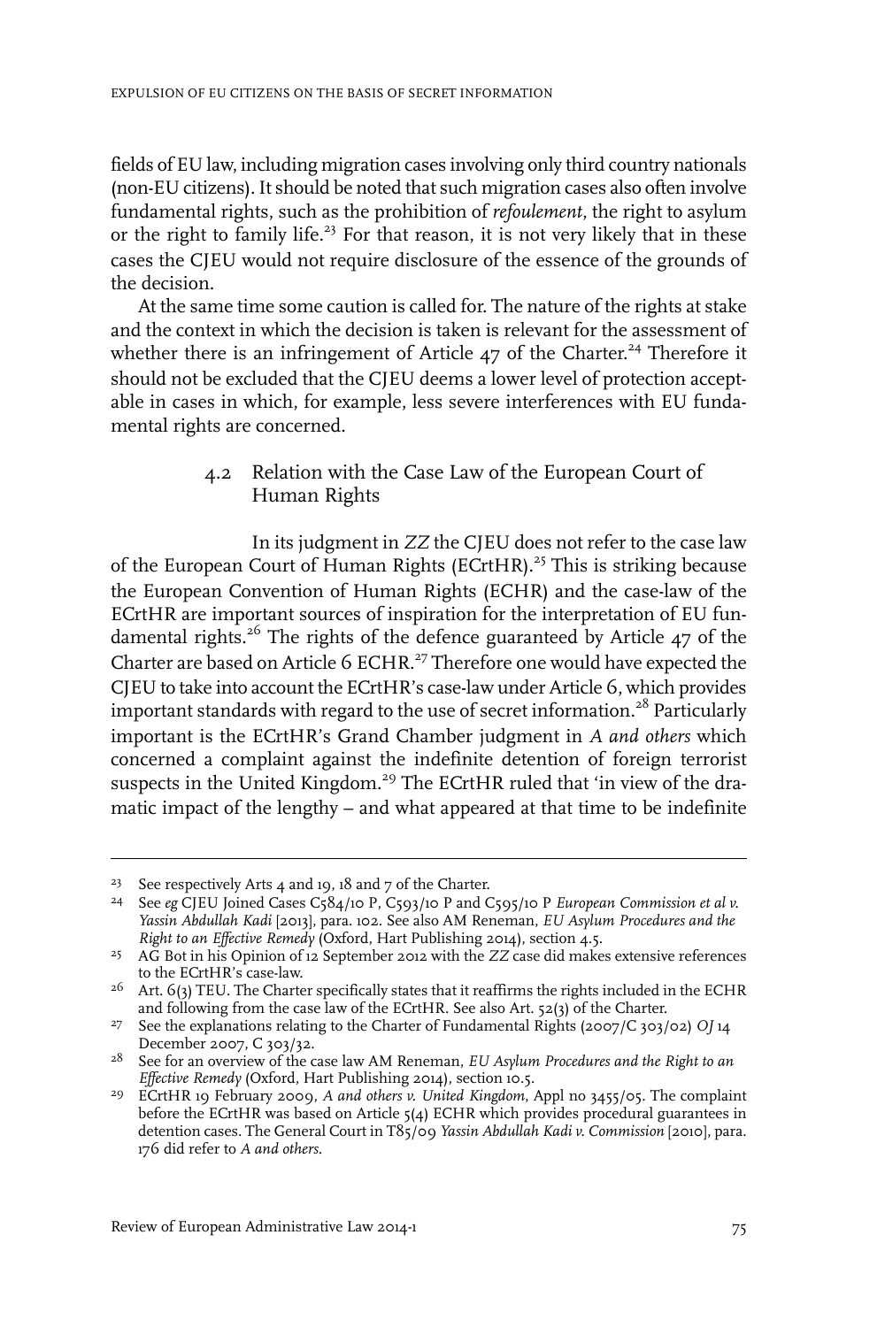fields of EU law, including migration cases involving only third country nationals (non-EU citizens). It should be noted that such migration cases also often involve fundamental rights, such as the prohibition of *refoulement*, the right to asylum or the right to family life.[23] For that reason, it is not very likely that in these cases the CJEU would not require disclosure of the essence of the grounds of the decision.

At the same time some caution is called for. The nature of the rights at stake and the context in which the decision is taken is relevant for the assessment of whether there is an infringement of Article 47 of the Charter.[24] Therefore it should not be excluded that the CJEU deems a lower level of protection acceptable in cases in which, for example, less severe interferences with EU fundamental rights are concerned.

### 4.2 Relation with the Case Law of the European Court of Human Rights

In its judgment in *ZZ* the CJEU does not refer to the case law of the European Court of Human Rights (ECrtHR).[25] This is striking because the European Convention of Human Rights (ECHR) and the case-law of the ECrtHR are important sources of inspiration for the interpretation of EU fundamental rights.[26] The rights of the defence guaranteed by Article 47 of the Charter are based on Article 6 ECHR.[27] Therefore one would have expected the CJEU to take into account the ECrtHR's case-law under Article 6, which provides important standards with regard to the use of secret information.[28] Particularly important is the ECrtHR's Grand Chamber judgment in *A and others* which concerned a complaint against the indefinite detention of foreign terrorist suspects in the United Kingdom.[29] The ECrtHR ruled that 'in view of the dramatic impact of the lengthy – and what appeared at that time to be indefinite

---

23 See respectively Arts 4 and 19, 18 and 7 of the Charter.

24 See *eg* CJEU Joined Cases C584/10 P, C593/10 P and C595/10 P *European Commission et al v. Yassin Abdullah Kadi* [2013], para. 102. See also AM Reneman, *EU Asylum Procedures and the Right to an Effective Remedy* (Oxford, Hart Publishing 2014), section 4.5.

25 AG Bot in his Opinion of 12 September 2012 with the *ZZ* case did makes extensive references to the ECrtHR's case-law.

26 Art. 6(3) TEU. The Charter specifically states that it reaffirms the rights included in the ECHR and following from the case law of the ECrtHR. See also Art. 52(3) of the Charter.

27 See the explanations relating to the Charter of Fundamental Rights (2007/C 303/02) *OJ* 14 December 2007, C 303/32.

28 See for an overview of the case law AM Reneman, *EU Asylum Procedures and the Right to an Effective Remedy* (Oxford, Hart Publishing 2014), section 10.5.

29 ECrtHR 19 February 2009, *A and others v. United Kingdom*, Appl no 3455/05. The complaint before the ECrtHR was based on Article 5(4) ECHR which provides procedural guarantees in detention cases. The General Court in T85/09 *Yassin Abdullah Kadi v. Commission* [2010], para. 176 did refer to *A and others*.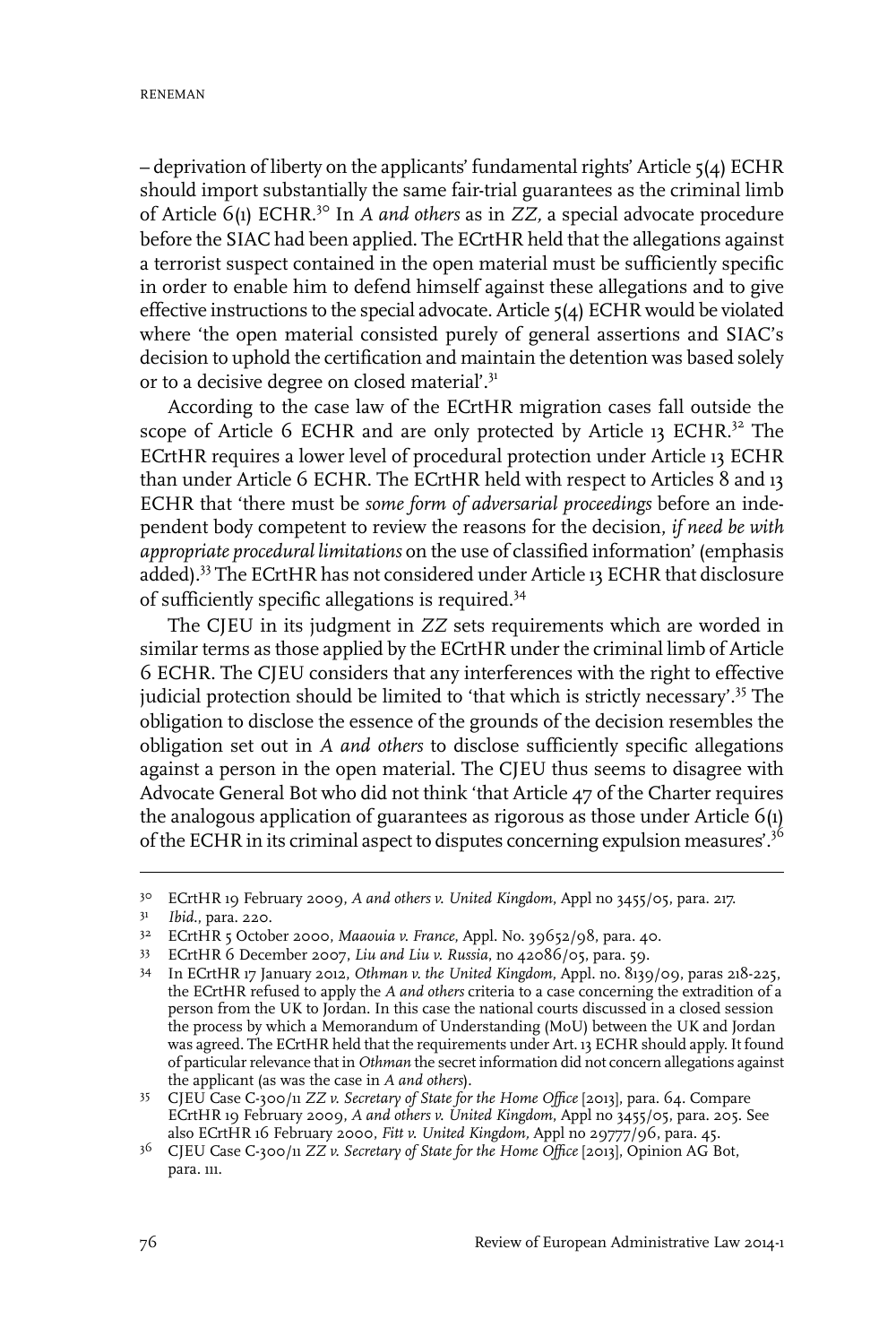– deprivation of liberty on the applicants' fundamental rights' Article 5(4) ECHR should import substantially the same fair-trial guarantees as the criminal limb of Article 6(1) ECHR.[30] In *A and others* as in *ZZ*, a special advocate procedure before the SIAC had been applied. The ECtHR held that the allegations against a terrorist suspect contained in the open material must be sufficiently specific in order to enable him to defend himself against these allegations and to give effective instructions to the special advocate. Article 5(4) ECHR would be violated where 'the open material consisted purely of general assertions and SIAC's decision to uphold the certification and maintain the detention was based solely or to a decisive degree on closed material'.[31]

According to the case law of the ECtHR migration cases fall outside the scope of Article 6 ECHR and are only protected by Article 13 ECHR.[32] The ECtHR requires a lower level of procedural protection under Article 13 ECHR than under Article 6 ECHR. The ECtHR held with respect to Articles 8 and 13 ECHR that 'there must be *some form of adversarial proceedings* before an independent body competent to review the reasons for the decision, *if need be with appropriate procedural limitations* on the use of classified information' (emphasis added).[33] The ECtHR has not considered under Article 13 ECHR that disclosure of sufficiently specific allegations is required.[34]

The CJEU in its judgment in *ZZ* sets requirements which are worded in similar terms as those applied by the ECtHR under the criminal limb of Article 6 ECHR. The CJEU considers that any interferences with the right to effective judicial protection should be limited to 'that which is strictly necessary'.[35] The obligation to disclose the essence of the grounds of the decision resembles the obligation set out in *A and others* to disclose sufficiently specific allegations against a person in the open material. The CJEU thus seems to disagree with Advocate General Bot who did not think 'that Article 47 of the Charter requires the analogous application of guarantees as rigorous as those under Article 6(1) of the ECHR in its criminal aspect to disputes concerning expulsion measures'.[36]

---

30 ECtHR 19 February 2009, *A and others v. United Kingdom*, Appl no 3455/05, para. 217.

31 *Ibid.*, para. 220.

32 ECtHR 5 October 2000, *Maaouia v. France*, Appl. No. 39652/98, para. 40.

33 ECtHR 6 December 2007, *Liu and Liu v. Russia*, no 42086/05, para. 59.

34 In ECtHR 17 January 2012, *Othman v. the United Kingdom*, Appl. no. 8139/09, paras 218-225, the ECtHR refused to apply the *A and others* criteria to a case concerning the extradition of a person from the UK to Jordan. In this case the national courts discussed in a closed session the process by which a Memorandum of Understanding (MoU) between the UK and Jordan was agreed. The ECtHR held that the requirements under Art. 13 ECHR should apply. It found of particular relevance that in *Othman* the secret information did not concern allegations against the applicant (as was the case in *A and others*).

35 CJEU Case C-300/11 *ZZ v. Secretary of State for the Home Office* [2013], para. 64. Compare ECtHR 19 February 2009, *A and others v. United Kingdom*, Appl no 3455/05, para. 205. See also ECtHR 16 February 2000, *Fitt v. United Kingdom*, Appl no 29777/96, para. 45.

36 CJEU Case C-300/11 *ZZ v. Secretary of State for the Home Office* [2013], Opinion AG Bot, para. 111.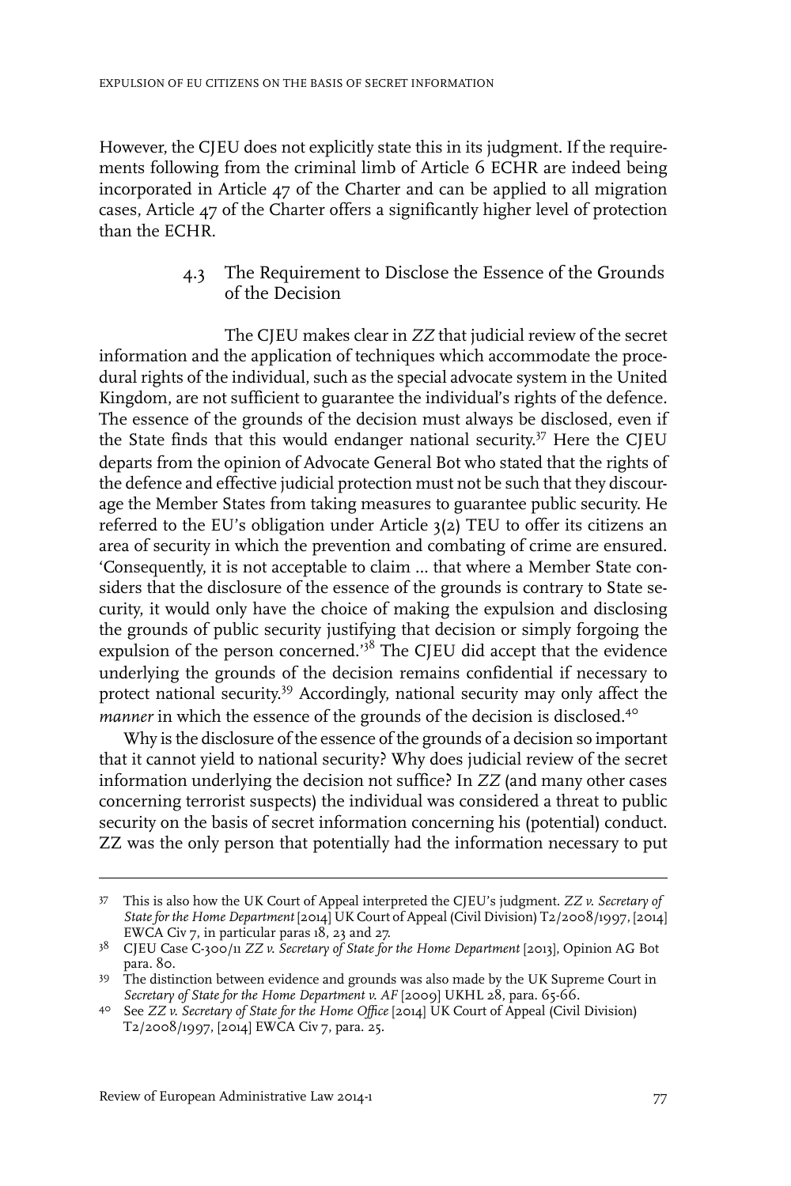However, the CJEU does not explicitly state this in its judgment. If the requirements following from the criminal limb of Article 6 ECHR are indeed being incorporated in Article 47 of the Charter and can be applied to all migration cases, Article 47 of the Charter offers a significantly higher level of protection than the ECHR.

### 4.3 The Requirement to Disclose the Essence of the Grounds of the Decision

The CJEU makes clear in *ZZ* that judicial review of the secret information and the application of techniques which accommodate the procedural rights of the individual, such as the special advocate system in the United Kingdom, are not sufficient to guarantee the individual's rights of the defence. The essence of the grounds of the decision must always be disclosed, even if the State finds that this would endanger national security.[37] Here the CJEU departs from the opinion of Advocate General Bot who stated that the rights of the defence and effective judicial protection must not be such that they discourage the Member States from taking measures to guarantee public security. He referred to the EU's obligation under Article 3(2) TEU to offer its citizens an area of security in which the prevention and combating of crime are ensured. 'Consequently, it is not acceptable to claim … that where a Member State considers that the disclosure of the essence of the grounds is contrary to State security, it would only have the choice of making the expulsion and disclosing the grounds of public security justifying that decision or simply forgoing the expulsion of the person concerned.'[38] The CJEU did accept that the evidence underlying the grounds of the decision remains confidential if necessary to protect national security.[39] Accordingly, national security may only affect the *manner* in which the essence of the grounds of the decision is disclosed.[40]

Why is the disclosure of the essence of the grounds of a decision so important that it cannot yield to national security? Why does judicial review of the secret information underlying the decision not suffice? In *ZZ* (and many other cases concerning terrorist suspects) the individual was considered a threat to public security on the basis of secret information concerning his (potential) conduct. ZZ was the only person that potentially had the information necessary to put

---

[37] This is also how the UK Court of Appeal interpreted the CJEU's judgment. *ZZ v. Secretary of State for the Home Department* [2014] UK Court of Appeal (Civil Division) T2/2008/1997, [2014] EWCA Civ 7, in particular paras 18, 23 and 27.

[38] CJEU Case C-300/11 *ZZ v. Secretary of State for the Home Department* [2013], Opinion AG Bot para. 80.

[39] The distinction between evidence and grounds was also made by the UK Supreme Court in *Secretary of State for the Home Department v. AF* [2009] UKHL 28, para. 65-66.

[40] See *ZZ v. Secretary of State for the Home Office* [2014] UK Court of Appeal (Civil Division) T2/2008/1997, [2014] EWCA Civ 7, para. 25.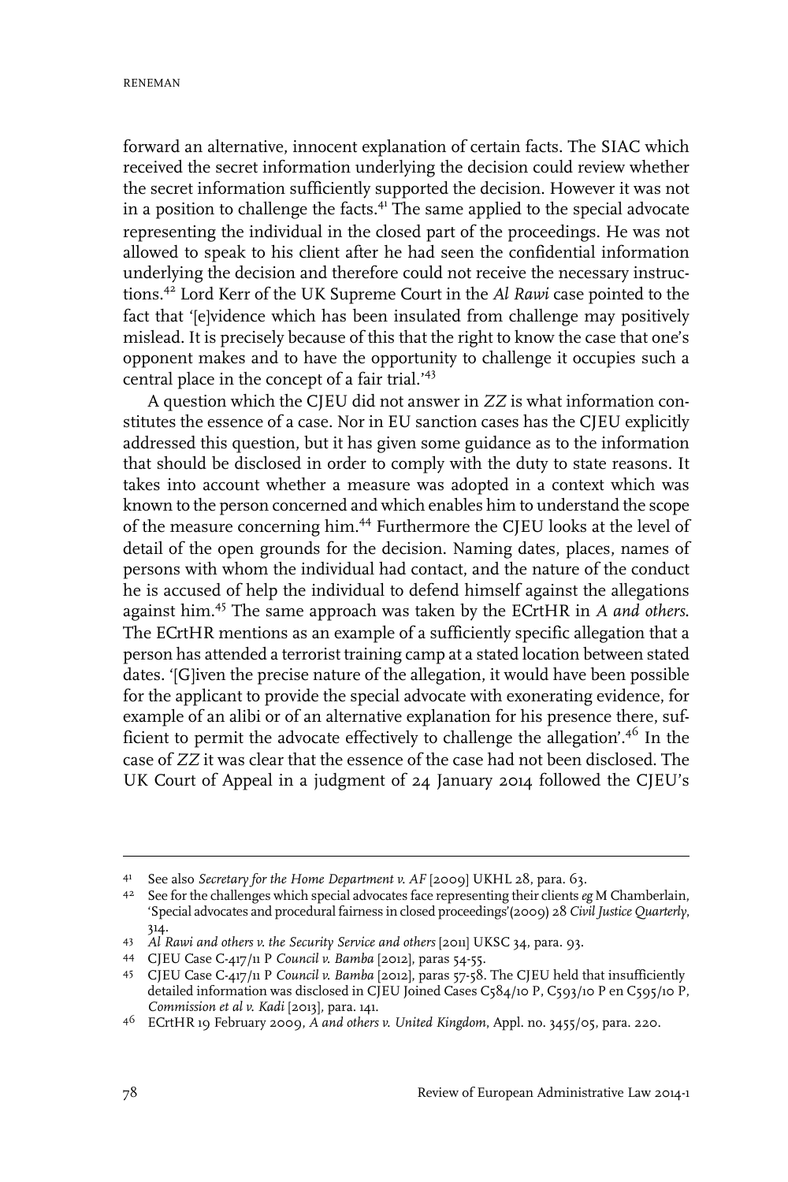forward an alternative, innocent explanation of certain facts. The SIAC which received the secret information underlying the decision could review whether the secret information sufficiently supported the decision. However it was not in a position to challenge the facts.[41] The same applied to the special advocate representing the individual in the closed part of the proceedings. He was not allowed to speak to his client after he had seen the confidential information underlying the decision and therefore could not receive the necessary instructions.[42] Lord Kerr of the UK Supreme Court in the *Al Rawi* case pointed to the fact that '[e]vidence which has been insulated from challenge may positively mislead. It is precisely because of this that the right to know the case that one's opponent makes and to have the opportunity to challenge it occupies such a central place in the concept of a fair trial.'[43]

A question which the CJEU did not answer in *ZZ* is what information constitutes the essence of a case. Nor in EU sanction cases has the CJEU explicitly addressed this question, but it has given some guidance as to the information that should be disclosed in order to comply with the duty to state reasons. It takes into account whether a measure was adopted in a context which was known to the person concerned and which enables him to understand the scope of the measure concerning him.[44] Furthermore the CJEU looks at the level of detail of the open grounds for the decision. Naming dates, places, names of persons with whom the individual had contact, and the nature of the conduct he is accused of help the individual to defend himself against the allegations against him.[45] The same approach was taken by the ECrtHR in *A and others*. The ECrtHR mentions as an example of a sufficiently specific allegation that a person has attended a terrorist training camp at a stated location between stated dates. '[G]iven the precise nature of the allegation, it would have been possible for the applicant to provide the special advocate with exonerating evidence, for example of an alibi or of an alternative explanation for his presence there, sufficient to permit the advocate effectively to challenge the allegation'.[46] In the case of *ZZ* it was clear that the essence of the case had not been disclosed. The UK Court of Appeal in a judgment of 24 January 2014 followed the CJEU's

---

41 See also *Secretary for the Home Department v. AF* [2009] UKHL 28, para. 63.

42 See for the challenges which special advocates face representing their clients *eg* M Chamberlain, 'Special advocates and procedural fairness in closed proceedings'(2009) 28 *Civil Justice Quarterly*, 314.

43 *Al Rawi and others v. the Security Service and others* [2011] UKSC 34, para. 93.

44 CJEU Case C-417/11 P *Council v. Bamba* [2012], paras 54-55.

45 CJEU Case C-417/11 P *Council v. Bamba* [2012], paras 57-58. The CJEU held that insufficiently detailed information was disclosed in CJEU Joined Cases C584/10 P, C593/10 P en C595/10 P, *Commission et al v. Kadi* [2013], para. 141.

46 ECrtHR 19 February 2009, *A and others v. United Kingdom*, Appl. no. 3455/05, para. 220.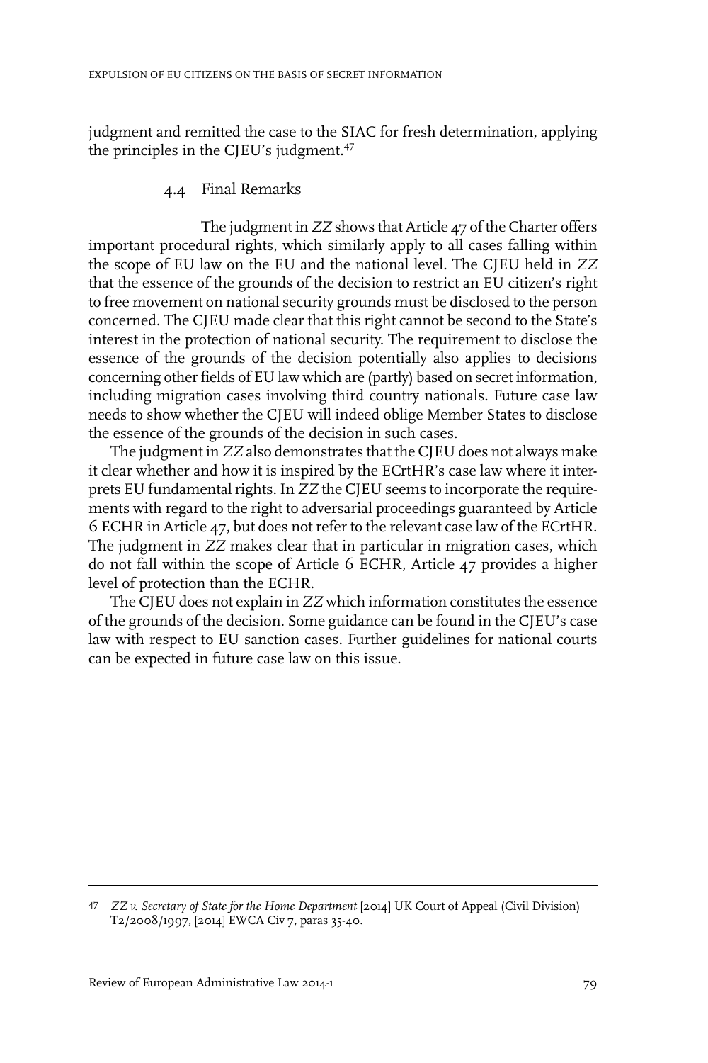judgment and remitted the case to the SIAC for fresh determination, applying the principles in the CJEU's judgment.[47]

### 4.4 Final Remarks

The judgment in *ZZ* shows that Article 47 of the Charter offers important procedural rights, which similarly apply to all cases falling within the scope of EU law on the EU and the national level. The CJEU held in *ZZ* that the essence of the grounds of the decision to restrict an EU citizen's right to free movement on national security grounds must be disclosed to the person concerned. The CJEU made clear that this right cannot be second to the State's interest in the protection of national security. The requirement to disclose the essence of the grounds of the decision potentially also applies to decisions concerning other fields of EU law which are (partly) based on secret information, including migration cases involving third country nationals. Future case law needs to show whether the CJEU will indeed oblige Member States to disclose the essence of the grounds of the decision in such cases.

The judgment in *ZZ* also demonstrates that the CJEU does not always make it clear whether and how it is inspired by the ECrtHR's case law where it interprets EU fundamental rights. In *ZZ* the CJEU seems to incorporate the requirements with regard to the right to adversarial proceedings guaranteed by Article 6 ECHR in Article 47, but does not refer to the relevant case law of the ECrtHR. The judgment in *ZZ* makes clear that in particular in migration cases, which do not fall within the scope of Article 6 ECHR, Article 47 provides a higher level of protection than the ECHR.

The CJEU does not explain in *ZZ* which information constitutes the essence of the grounds of the decision. Some guidance can be found in the CJEU's case law with respect to EU sanction cases. Further guidelines for national courts can be expected in future case law on this issue.

---

[47] *ZZ v. Secretary of State for the Home Department* [2014] UK Court of Appeal (Civil Division) T2/2008/1997, [2014] EWCA Civ 7, paras 35-40.